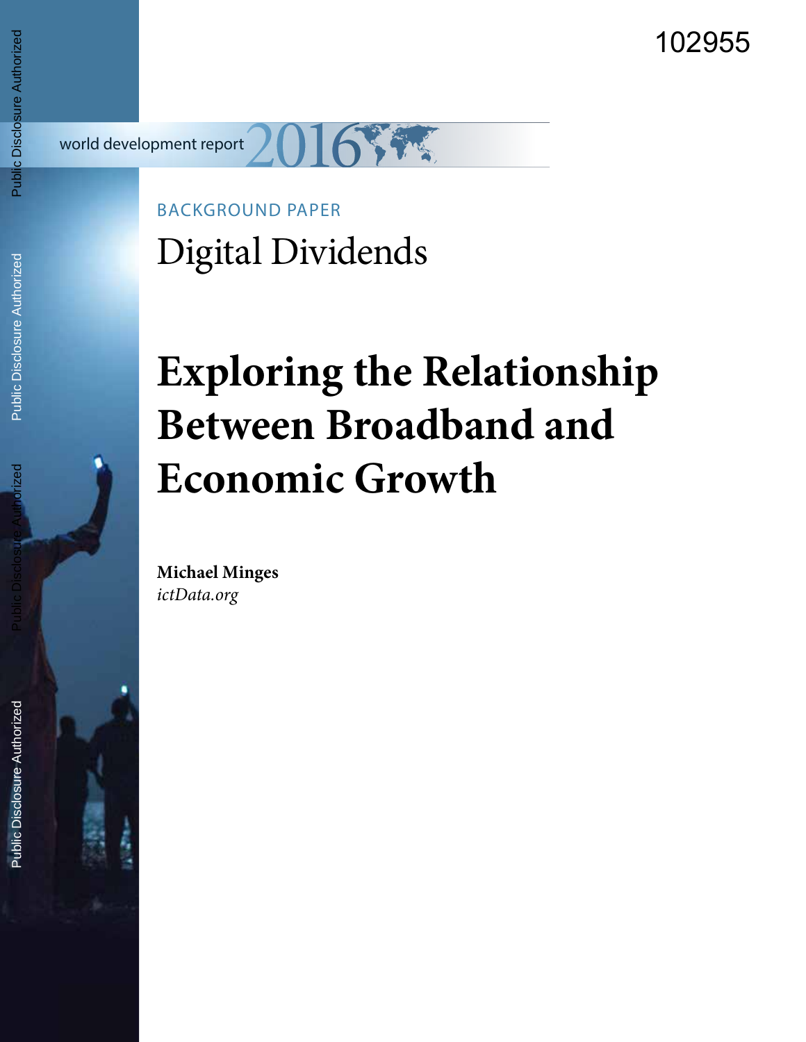102955

world development report 2016

BACKGROUND PAPER

Digital Dividends

# Exploring the Relationship Between Broadband and Economic Growth

**Michael Minges**

*ictData.org*

Public Disclosure Authorized

Public Disclosure Authorized

Public Disclosure Authorized

Public Disclosure Authorized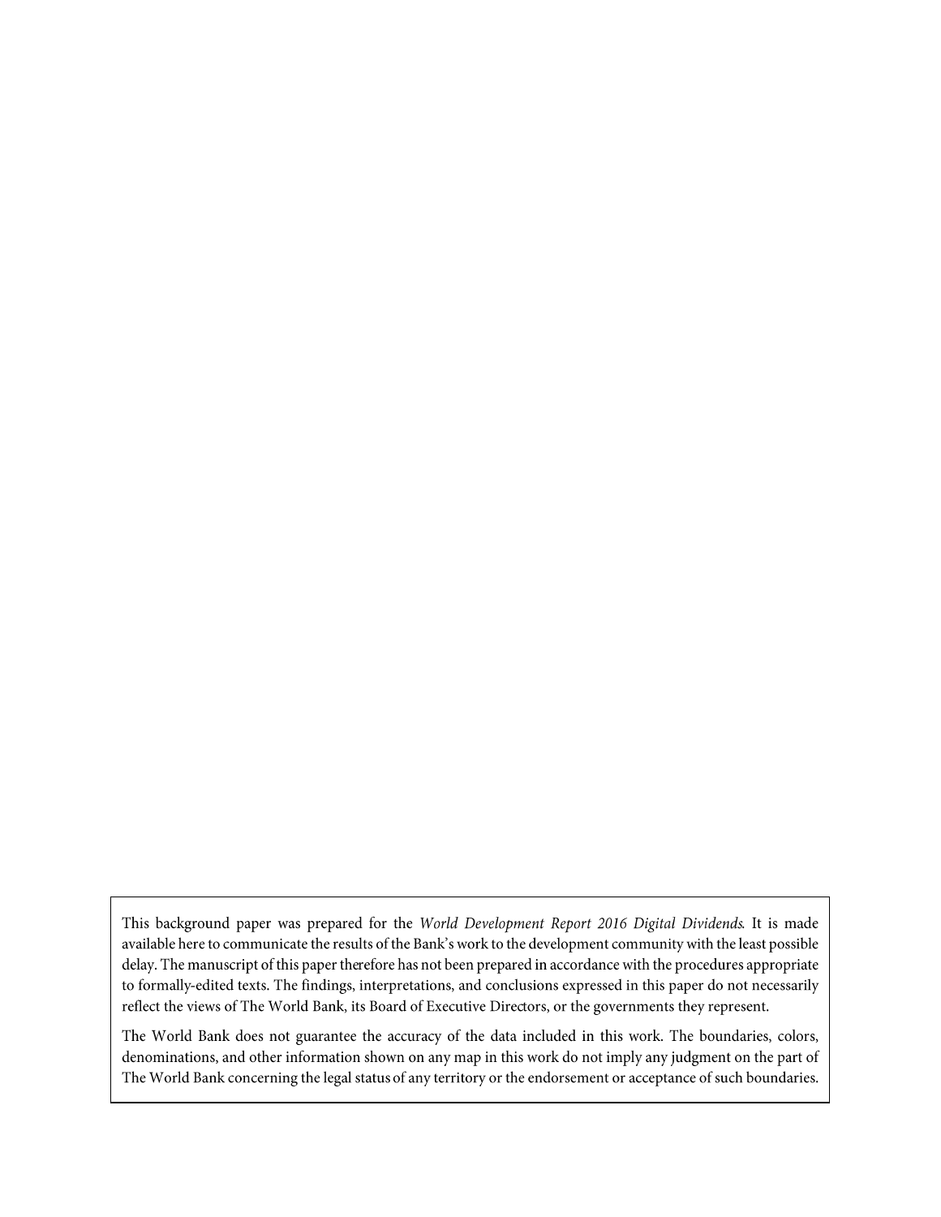This background paper was prepared for the *World Development Report 2016 Digital Dividends*. It is made available here to communicate the results of the Bank's work to the development community with the least possible delay. The manuscript of this paper therefore has not been prepared in accordance with the procedures appropriate to formally-edited texts. The findings, interpretations, and conclusions expressed in this paper do not necessarily reflect the views of The World Bank, its Board of Executive Directors, or the governments they represent.

The World Bank does not guarantee the accuracy of the data included in this work. The boundaries, colors, denominations, and other information shown on any map in this work do not imply any judgment on the part of The World Bank concerning the legal status of any territory or the endorsement or acceptance of such boundaries.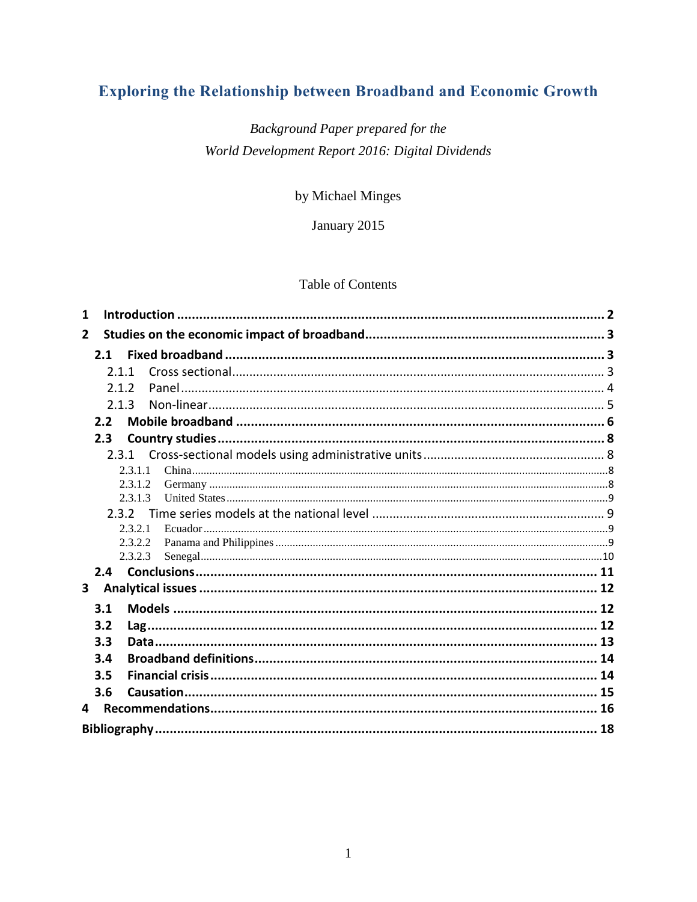# Exploring the Relationship between Broadband and Economic Growth

*Background Paper prepared for the*
*World Development Report 2016: Digital Dividends*

by Michael Minges

January 2015

Table of Contents

- **1 Introduction** ........ 2
- **2 Studies on the economic impact of broadband** ........ 3
  - **2.1 Fixed broadband** ........ 3
    - 2.1.1 Cross sectional ........ 3
    - 2.1.2 Panel ........ 4
    - 2.1.3 Non-linear ........ 5
  - **2.2 Mobile broadband** ........ 6
  - **2.3 Country studies** ........ 8
    - 2.3.1 Cross-sectional models using administrative units ........ 8
      - 2.3.1.1 China ........ 8
      - 2.3.1.2 Germany ........ 8
      - 2.3.1.3 United States ........ 9
    - 2.3.2 Time series models at the national level ........ 9
      - 2.3.2.1 Ecuador ........ 9
      - 2.3.2.2 Panama and Philippines ........ 9
      - 2.3.2.3 Senegal ........ 10
  - **2.4 Conclusions** ........ 11
- **3 Analytical issues** ........ 12
  - **3.1 Models** ........ 12
  - **3.2 Lag** ........ 12
  - **3.3 Data** ........ 13
  - **3.4 Broadband definitions** ........ 14
  - **3.5 Financial crisis** ........ 14
  - **3.6 Causation** ........ 15
- **4 Recommendations** ........ 16
- **Bibliography** ........ 18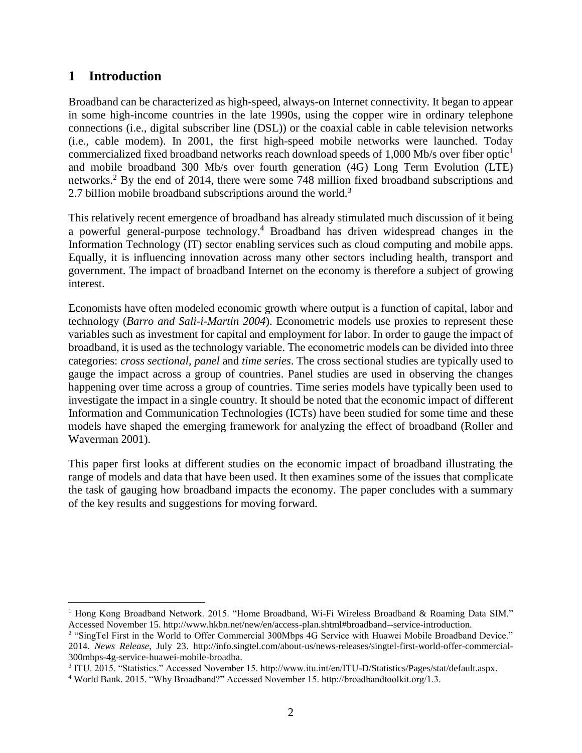# 1 Introduction

Broadband can be characterized as high-speed, always-on Internet connectivity. It began to appear in some high-income countries in the late 1990s, using the copper wire in ordinary telephone connections (i.e., digital subscriber line (DSL)) or the coaxial cable in cable television networks (i.e., cable modem). In 2001, the first high-speed mobile networks were launched. Today commercialized fixed broadband networks reach download speeds of 1,000 Mb/s over fiber optic[1] and mobile broadband 300 Mb/s over fourth generation (4G) Long Term Evolution (LTE) networks.[2] By the end of 2014, there were some 748 million fixed broadband subscriptions and 2.7 billion mobile broadband subscriptions around the world.[3]

This relatively recent emergence of broadband has already stimulated much discussion of it being a powerful general-purpose technology.[4] Broadband has driven widespread changes in the Information Technology (IT) sector enabling services such as cloud computing and mobile apps. Equally, it is influencing innovation across many other sectors including health, transport and government. The impact of broadband Internet on the economy is therefore a subject of growing interest.

Economists have often modeled economic growth where output is a function of capital, labor and technology (*Barro and Sali-i-Martin 2004*). Econometric models use proxies to represent these variables such as investment for capital and employment for labor. In order to gauge the impact of broadband, it is used as the technology variable. The econometric models can be divided into three categories: *cross sectional*, *panel* and *time series*. The cross sectional studies are typically used to gauge the impact across a group of countries. Panel studies are used in observing the changes happening over time across a group of countries. Time series models have typically been used to investigate the impact in a single country. It should be noted that the economic impact of different Information and Communication Technologies (ICTs) have been studied for some time and these models have shaped the emerging framework for analyzing the effect of broadband (Roller and Waverman 2001).

This paper first looks at different studies on the economic impact of broadband illustrating the range of models and data that have been used. It then examines some of the issues that complicate the task of gauging how broadband impacts the economy. The paper concludes with a summary of the key results and suggestions for moving forward.

---

[1] Hong Kong Broadband Network. 2015. "Home Broadband, Wi-Fi Wireless Broadband & Roaming Data SIM." Accessed November 15. http://www.hkbn.net/new/en/access-plan.shtml#broadband--service-introduction.

[2] "SingTel First in the World to Offer Commercial 300Mbps 4G Service with Huawei Mobile Broadband Device." 2014. *News Release*, July 23. http://info.singtel.com/about-us/news-releases/singtel-first-world-offer-commercial-300mbps-4g-service-huawei-mobile-broadba.

[3] ITU. 2015. "Statistics." Accessed November 15. http://www.itu.int/en/ITU-D/Statistics/Pages/stat/default.aspx.

[4] World Bank. 2015. "Why Broadband?" Accessed November 15. http://broadbandtoolkit.org/1.3.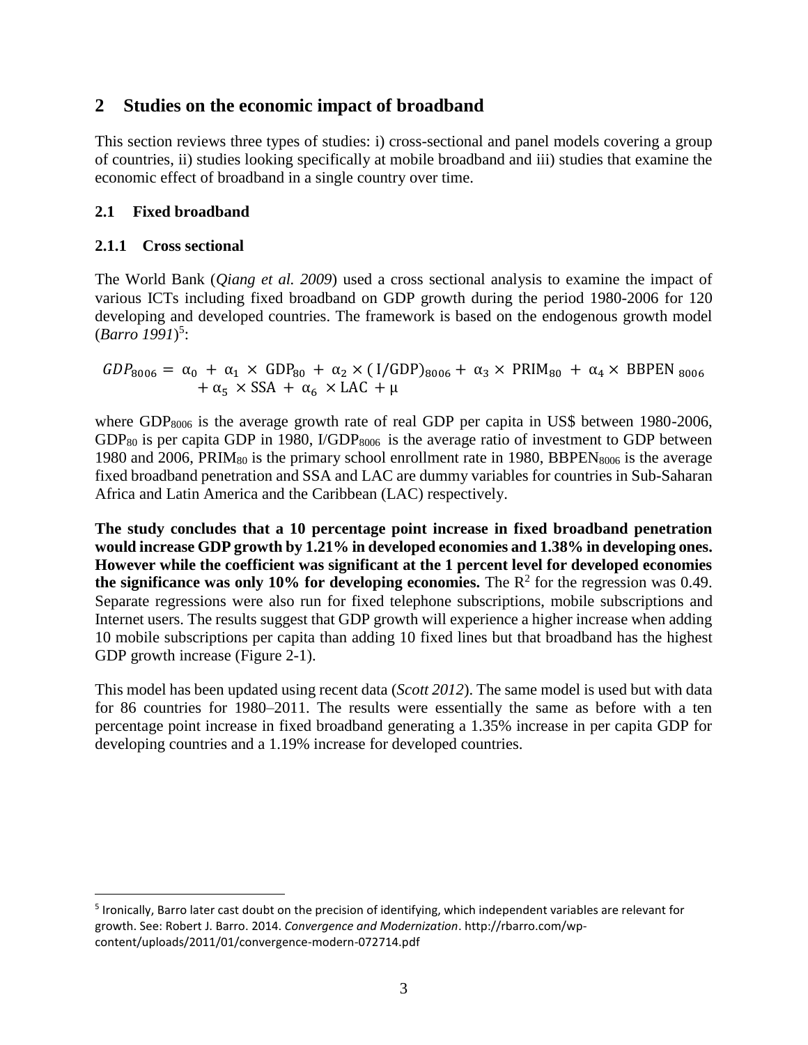## 2 Studies on the economic impact of broadband

This section reviews three types of studies: i) cross-sectional and panel models covering a group of countries, ii) studies looking specifically at mobile broadband and iii) studies that examine the economic effect of broadband in a single country over time.

### 2.1 Fixed broadband

#### 2.1.1 Cross sectional

The World Bank (*Qiang et al. 2009*) used a cross sectional analysis to examine the impact of various ICTs including fixed broadband on GDP growth during the period 1980-2006 for 120 developing and developed countries. The framework is based on the endogenous growth model (*Barro 1991*)[5]:

$$GDP_{8006} = \alpha_0 + \alpha_1 \times \mathrm{GDP}_{80} + \alpha_2 \times (\mathrm{I/GDP})_{8006} + \alpha_3 \times \mathrm{PRIM}_{80} + \alpha_4 \times \mathrm{BBPEN}_{8006} + \alpha_5 \times \mathrm{SSA} + \alpha_6 \times \mathrm{LAC} + \mu$$

where $\mathrm{GDP}_{8006}$ is the average growth rate of real GDP per capita in US$ between 1980-2006, $\mathrm{GDP}_{80}$ is per capita GDP in 1980, $\mathrm{I/GDP}_{8006}$ is the average ratio of investment to GDP between 1980 and 2006, $\mathrm{PRIM}_{80}$ is the primary school enrollment rate in 1980, $\mathrm{BBPEN}_{8006}$ is the average fixed broadband penetration and SSA and LAC are dummy variables for countries in Sub-Saharan Africa and Latin America and the Caribbean (LAC) respectively.

**The study concludes that a 10 percentage point increase in fixed broadband penetration would increase GDP growth by 1.21% in developed economies and 1.38% in developing ones. However while the coefficient was significant at the 1 percent level for developed economies the significance was only 10% for developing economies.** The $R^2$ for the regression was 0.49. Separate regressions were also run for fixed telephone subscriptions, mobile subscriptions and Internet users. The results suggest that GDP growth will experience a higher increase when adding 10 mobile subscriptions per capita than adding 10 fixed lines but that broadband has the highest GDP growth increase (Figure 2-1).

This model has been updated using recent data (*Scott 2012*). The same model is used but with data for 86 countries for 1980–2011. The results were essentially the same as before with a ten percentage point increase in fixed broadband generating a 1.35% increase in per capita GDP for developing countries and a 1.19% increase for developed countries.

---

[5] Ironically, Barro later cast doubt on the precision of identifying, which independent variables are relevant for growth. See: Robert J. Barro. 2014. *Convergence and Modernization*. http://rbarro.com/wp-content/uploads/2011/01/convergence-modern-072714.pdf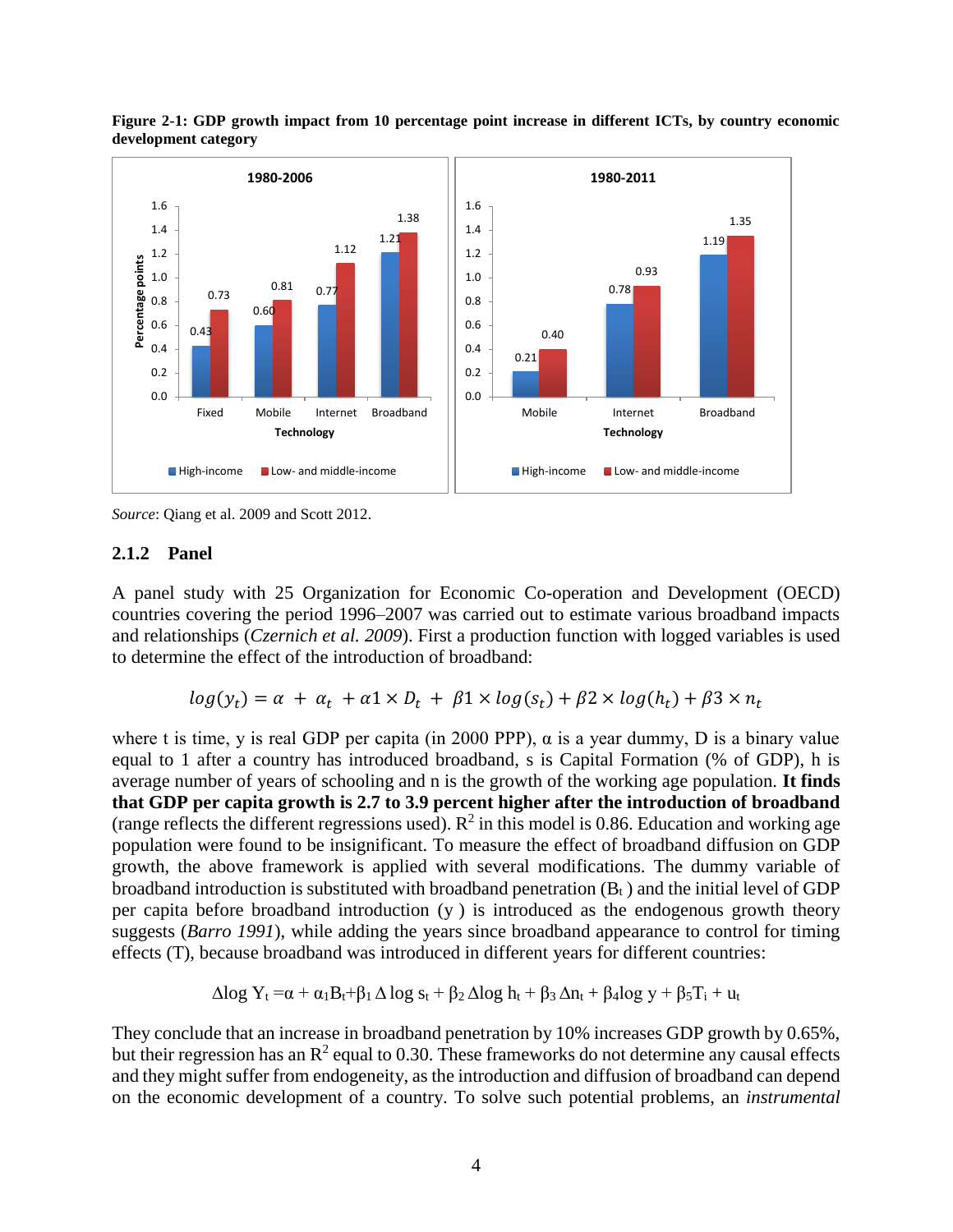**Figure 2-1: GDP growth impact from 10 percentage point increase in different ICTs, by country economic development category**

*Source*: Qiang et al. 2009 and Scott 2012.

### 2.1.2 Panel

A panel study with 25 Organization for Economic Co-operation and Development (OECD) countries covering the period 1996–2007 was carried out to estimate various broadband impacts and relationships (*Czernich et al. 2009*). First a production function with logged variables is used to determine the effect of the introduction of broadband:

$$log(y_t) = \alpha \ + \ \alpha_t \ + \alpha 1 \times D_t \ + \ \beta 1 \times log(s_t) + \beta 2 \times log(h_t) + \beta 3 \times n_t$$

where t is time, y is real GDP per capita (in 2000 PPP), α is a year dummy, D is a binary value equal to 1 after a country has introduced broadband, s is Capital Formation (% of GDP), h is average number of years of schooling and n is the growth of the working age population. **It finds that GDP per capita growth is 2.7 to 3.9 percent higher after the introduction of broadband** (range reflects the different regressions used). $R^2$ in this model is 0.86. Education and working age population were found to be insignificant. To measure the effect of broadband diffusion on GDP growth, the above framework is applied with several modifications. The dummy variable of broadband introduction is substituted with broadband penetration ($B_t$ ) and the initial level of GDP per capita before broadband introduction (y ) is introduced as the endogenous growth theory suggests (*Barro 1991*), while adding the years since broadband appearance to control for timing effects (T), because broadband was introduced in different years for different countries:

$$\Delta \log Y_t = \alpha + \alpha_1 B_t + \beta_1 \Delta \log s_t + \beta_2 \Delta \log h_t + \beta_3 \Delta n_t + \beta_4 \log y + \beta_5 T_i + u_t$$

They conclude that an increase in broadband penetration by 10% increases GDP growth by 0.65%, but their regression has an $R^2$ equal to 0.30. These frameworks do not determine any causal effects and they might suffer from endogeneity, as the introduction and diffusion of broadband can depend on the economic development of a country. To solve such potential problems, an *instrumental*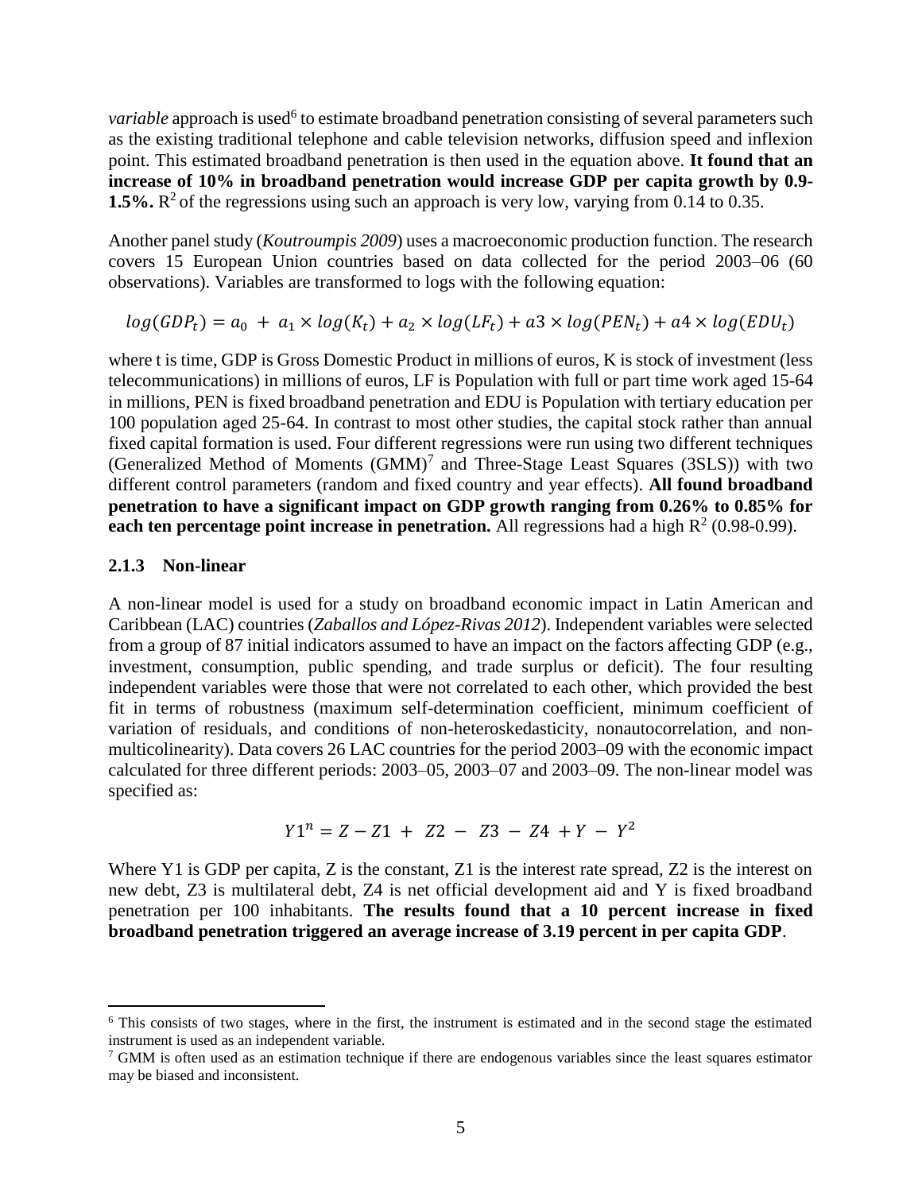*variable* approach is used[6] to estimate broadband penetration consisting of several parameters such as the existing traditional telephone and cable television networks, diffusion speed and inflexion point. This estimated broadband penetration is then used in the equation above. **It found that an increase of 10% in broadband penetration would increase GDP per capita growth by 0.9-1.5%.** $R^2$ of the regressions using such an approach is very low, varying from 0.14 to 0.35.

Another panel study (*Koutroumpis 2009*) uses a macroeconomic production function. The research covers 15 European Union countries based on data collected for the period 2003–06 (60 observations). Variables are transformed to logs with the following equation:

$$log(GDP_t) = a_0 + a_1 \times log(K_t) + a_2 \times log(LF_t) + a3 \times log(PEN_t) + a4 \times log(EDU_t)$$

where t is time, GDP is Gross Domestic Product in millions of euros, K is stock of investment (less telecommunications) in millions of euros, LF is Population with full or part time work aged 15-64 in millions, PEN is fixed broadband penetration and EDU is Population with tertiary education per 100 population aged 25-64. In contrast to most other studies, the capital stock rather than annual fixed capital formation is used. Four different regressions were run using two different techniques (Generalized Method of Moments (GMM)[7] and Three-Stage Least Squares (3SLS)) with two different control parameters (random and fixed country and year effects). **All found broadband penetration to have a significant impact on GDP growth ranging from 0.26% to 0.85% for each ten percentage point increase in penetration.** All regressions had a high $R^2$ (0.98-0.99).

### 2.1.3 Non-linear

A non-linear model is used for a study on broadband economic impact in Latin American and Caribbean (LAC) countries (*Zaballos and López-Rivas 2012*). Independent variables were selected from a group of 87 initial indicators assumed to have an impact on the factors affecting GDP (e.g., investment, consumption, public spending, and trade surplus or deficit). The four resulting independent variables were those that were not correlated to each other, which provided the best fit in terms of robustness (maximum self-determination coefficient, minimum coefficient of variation of residuals, and conditions of non-heteroskedasticity, nonautocorrelation, and non-multicolinearity). Data covers 26 LAC countries for the period 2003–09 with the economic impact calculated for three different periods: 2003–05, 2003–07 and 2003–09. The non-linear model was specified as:

$$Y1^n = Z - Z1 + Z2 - Z3 - Z4 + Y - Y^2$$

Where Y1 is GDP per capita, Z is the constant, Z1 is the interest rate spread, Z2 is the interest on new debt, Z3 is multilateral debt, Z4 is net official development aid and Y is fixed broadband penetration per 100 inhabitants. **The results found that a 10 percent increase in fixed broadband penetration triggered an average increase of 3.19 percent in per capita GDP**.

[6] This consists of two stages, where in the first, the instrument is estimated and in the second stage the estimated instrument is used as an independent variable.

[7] GMM is often used as an estimation technique if there are endogenous variables since the least squares estimator may be biased and inconsistent.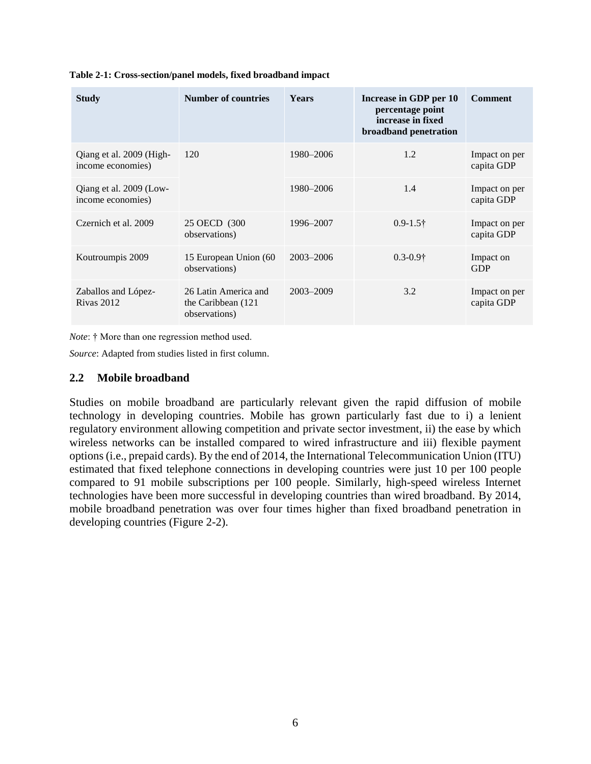**Table 2-1: Cross-section/panel models, fixed broadband impact**

| Study | Number of countries | Years | Increase in GDP per 10 percentage point increase in fixed broadband penetration | Comment |
|---|---|---|---|---|
| Qiang et al. 2009 (High-income economies) | 120 | 1980–2006 | 1.2 | Impact on per capita GDP |
| Qiang et al. 2009 (Low-income economies) | | 1980–2006 | 1.4 | Impact on per capita GDP |
| Czernich et al. 2009 | 25 OECD (300 observations) | 1996–2007 | 0.9-1.5† | Impact on per capita GDP |
| Koutroumpis 2009 | 15 European Union (60 observations) | 2003–2006 | 0.3-0.9† | Impact on GDP |
| Zaballos and López-Rivas 2012 | 26 Latin America and the Caribbean (121 observations) | 2003–2009 | 3.2 | Impact on per capita GDP |

*Note*: † More than one regression method used.

*Source*: Adapted from studies listed in first column.

## 2.2 Mobile broadband

Studies on mobile broadband are particularly relevant given the rapid diffusion of mobile technology in developing countries. Mobile has grown particularly fast due to i) a lenient regulatory environment allowing competition and private sector investment, ii) the ease by which wireless networks can be installed compared to wired infrastructure and iii) flexible payment options (i.e., prepaid cards). By the end of 2014, the International Telecommunication Union (ITU) estimated that fixed telephone connections in developing countries were just 10 per 100 people compared to 91 mobile subscriptions per 100 people. Similarly, high-speed wireless Internet technologies have been more successful in developing countries than wired broadband. By 2014, mobile broadband penetration was over four times higher than fixed broadband penetration in developing countries (Figure 2-2).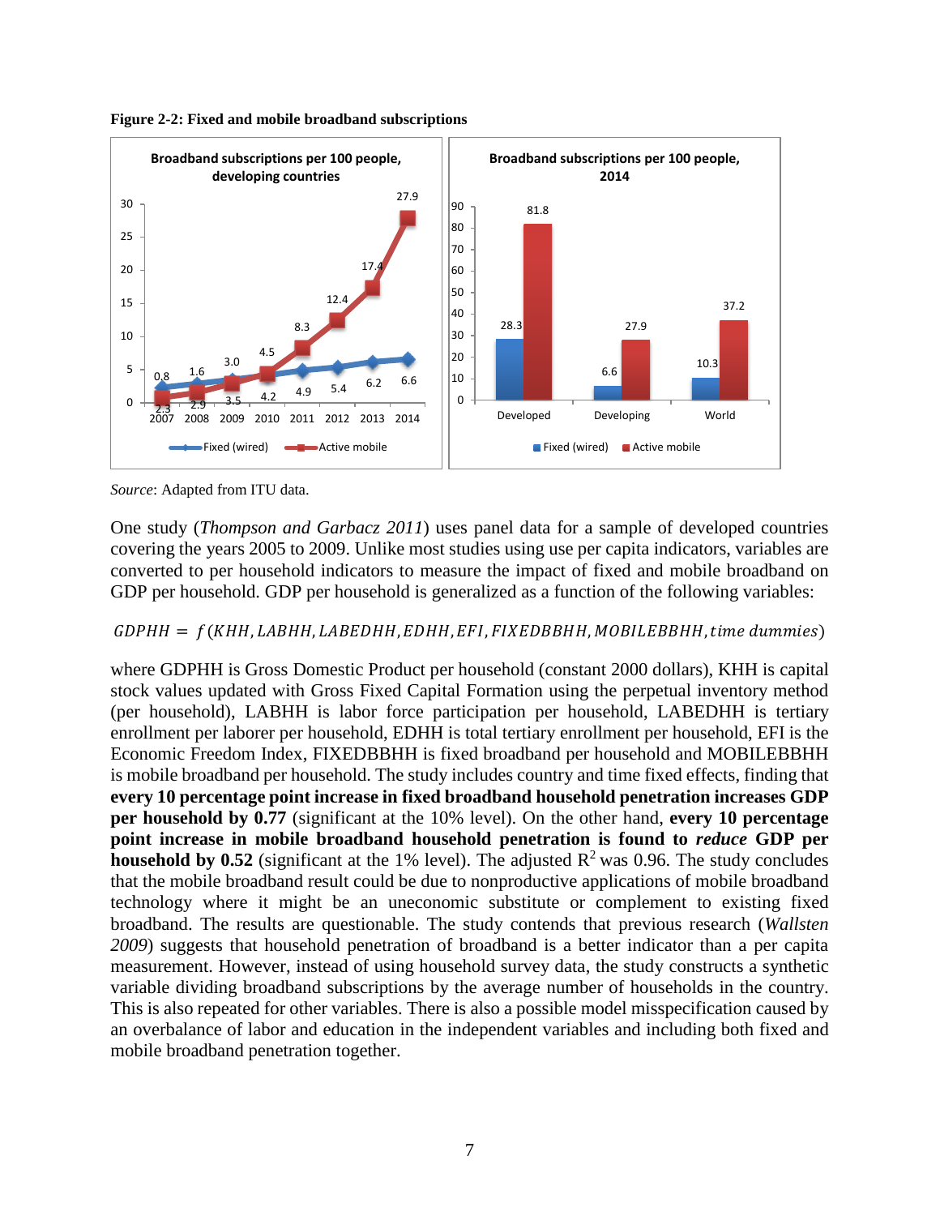**Figure 2-2: Fixed and mobile broadband subscriptions**

*Source*: Adapted from ITU data.

One study (*Thompson and Garbacz 2011*) uses panel data for a sample of developed countries covering the years 2005 to 2009. Unlike most studies using use per capita indicators, variables are converted to per household indicators to measure the impact of fixed and mobile broadband on GDP per household. GDP per household is generalized as a function of the following variables:

$$GDPHH = f(KHH, LABHH, LABEDHH, EDHH, EFI, FIXEDBBHH, MOBILEBBHH, time\ dummies)$$

where GDPHH is Gross Domestic Product per household (constant 2000 dollars), KHH is capital stock values updated with Gross Fixed Capital Formation using the perpetual inventory method (per household), LABHH is labor force participation per household, LABEDHH is tertiary enrollment per laborer per household, EDHH is total tertiary enrollment per household, EFI is the Economic Freedom Index, FIXEDBBHH is fixed broadband per household and MOBILEBBHH is mobile broadband per household. The study includes country and time fixed effects, finding that **every 10 percentage point increase in fixed broadband household penetration increases GDP per household by 0.77** (significant at the 10% level). On the other hand, **every 10 percentage point increase in mobile broadband household penetration is found to *reduce* GDP per household by 0.52** (significant at the 1% level). The adjusted $R^2$ was 0.96. The study concludes that the mobile broadband result could be due to nonproductive applications of mobile broadband technology where it might be an uneconomic substitute or complement to existing fixed broadband. The results are questionable. The study contends that previous research (*Wallsten 2009*) suggests that household penetration of broadband is a better indicator than a per capita measurement. However, instead of using household survey data, the study constructs a synthetic variable dividing broadband subscriptions by the average number of households in the country. This is also repeated for other variables. There is also a possible model misspecification caused by an overbalance of labor and education in the independent variables and including both fixed and mobile broadband penetration together.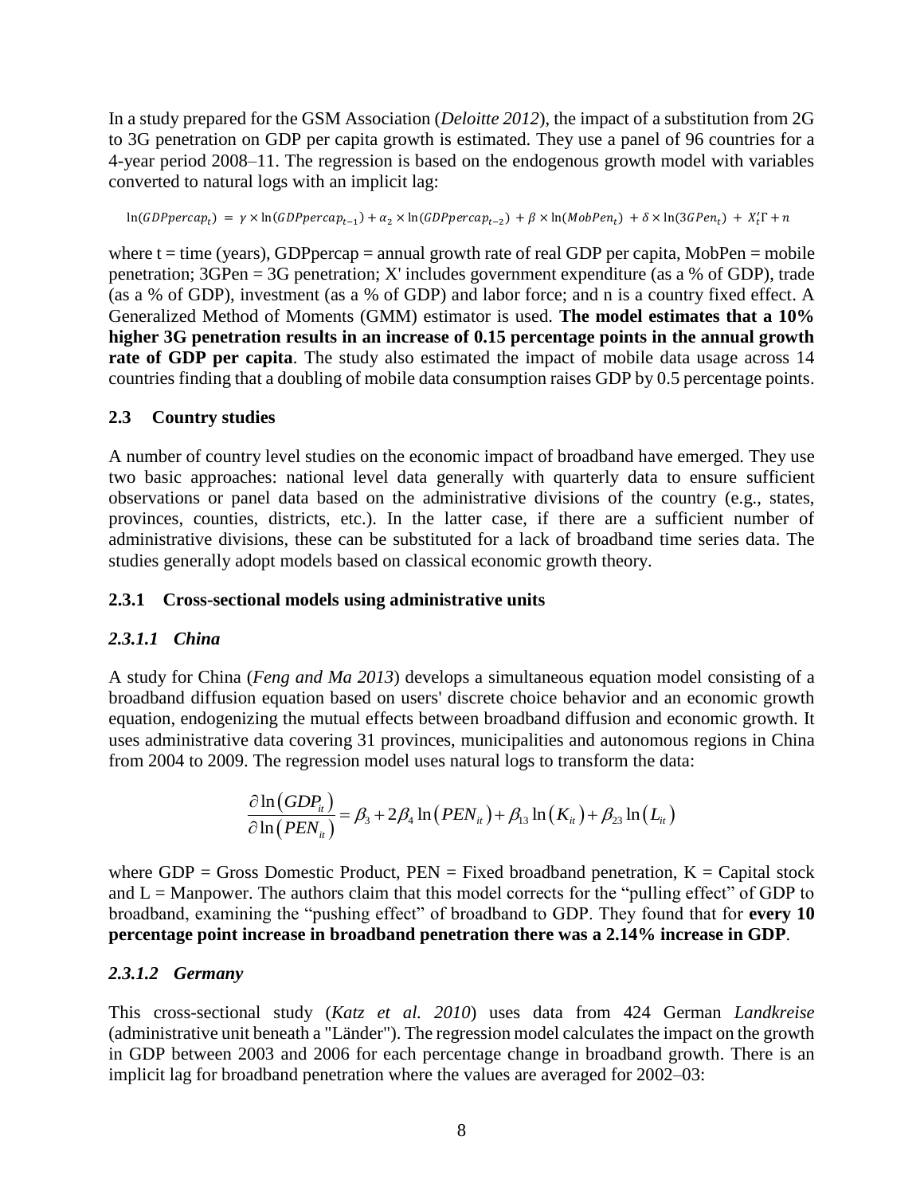In a study prepared for the GSM Association (*Deloitte 2012*), the impact of a substitution from 2G to 3G penetration on GDP per capita growth is estimated. They use a panel of 96 countries for a 4-year period 2008–11. The regression is based on the endogenous growth model with variables converted to natural logs with an implicit lag:

$$\ln(GDPpercap_t) = \gamma \times \ln(GDPpercap_{t-1}) + \alpha_2 \times \ln(GDPpercap_{t-2}) + \beta \times \ln(MobPen_t) + \delta \times \ln(3GPen_t) + X_t'\Gamma + n$$

where t = time (years), GDPpercap = annual growth rate of real GDP per capita, MobPen = mobile penetration; 3GPen = 3G penetration; X' includes government expenditure (as a % of GDP), trade (as a % of GDP), investment (as a % of GDP) and labor force; and n is a country fixed effect. A Generalized Method of Moments (GMM) estimator is used. **The model estimates that a 10% higher 3G penetration results in an increase of 0.15 percentage points in the annual growth rate of GDP per capita**. The study also estimated the impact of mobile data usage across 14 countries finding that a doubling of mobile data consumption raises GDP by 0.5 percentage points.

## 2.3 Country studies

A number of country level studies on the economic impact of broadband have emerged. They use two basic approaches: national level data generally with quarterly data to ensure sufficient observations or panel data based on the administrative divisions of the country (e.g., states, provinces, counties, districts, etc.). In the latter case, if there are a sufficient number of administrative divisions, these can be substituted for a lack of broadband time series data. The studies generally adopt models based on classical economic growth theory.

### 2.3.1 Cross-sectional models using administrative units

#### *2.3.1.1 China*

A study for China (*Feng and Ma 2013*) develops a simultaneous equation model consisting of a broadband diffusion equation based on users' discrete choice behavior and an economic growth equation, endogenizing the mutual effects between broadband diffusion and economic growth. It uses administrative data covering 31 provinces, municipalities and autonomous regions in China from 2004 to 2009. The regression model uses natural logs to transform the data:

$$\frac{\partial \ln(GDP_{it})}{\partial \ln(PEN_{it})} = \beta_3 + 2\beta_4 \ln(PEN_{it}) + \beta_{13} \ln(K_{it}) + \beta_{23} \ln(L_{it})$$

where GDP = Gross Domestic Product, PEN = Fixed broadband penetration, K = Capital stock and L = Manpower. The authors claim that this model corrects for the "pulling effect" of GDP to broadband, examining the "pushing effect" of broadband to GDP. They found that for **every 10 percentage point increase in broadband penetration there was a 2.14% increase in GDP**.

#### *2.3.1.2 Germany*

This cross-sectional study (*Katz et al. 2010*) uses data from 424 German *Landkreise* (administrative unit beneath a "Länder"). The regression model calculates the impact on the growth in GDP between 2003 and 2006 for each percentage change in broadband growth. There is an implicit lag for broadband penetration where the values are averaged for 2002–03: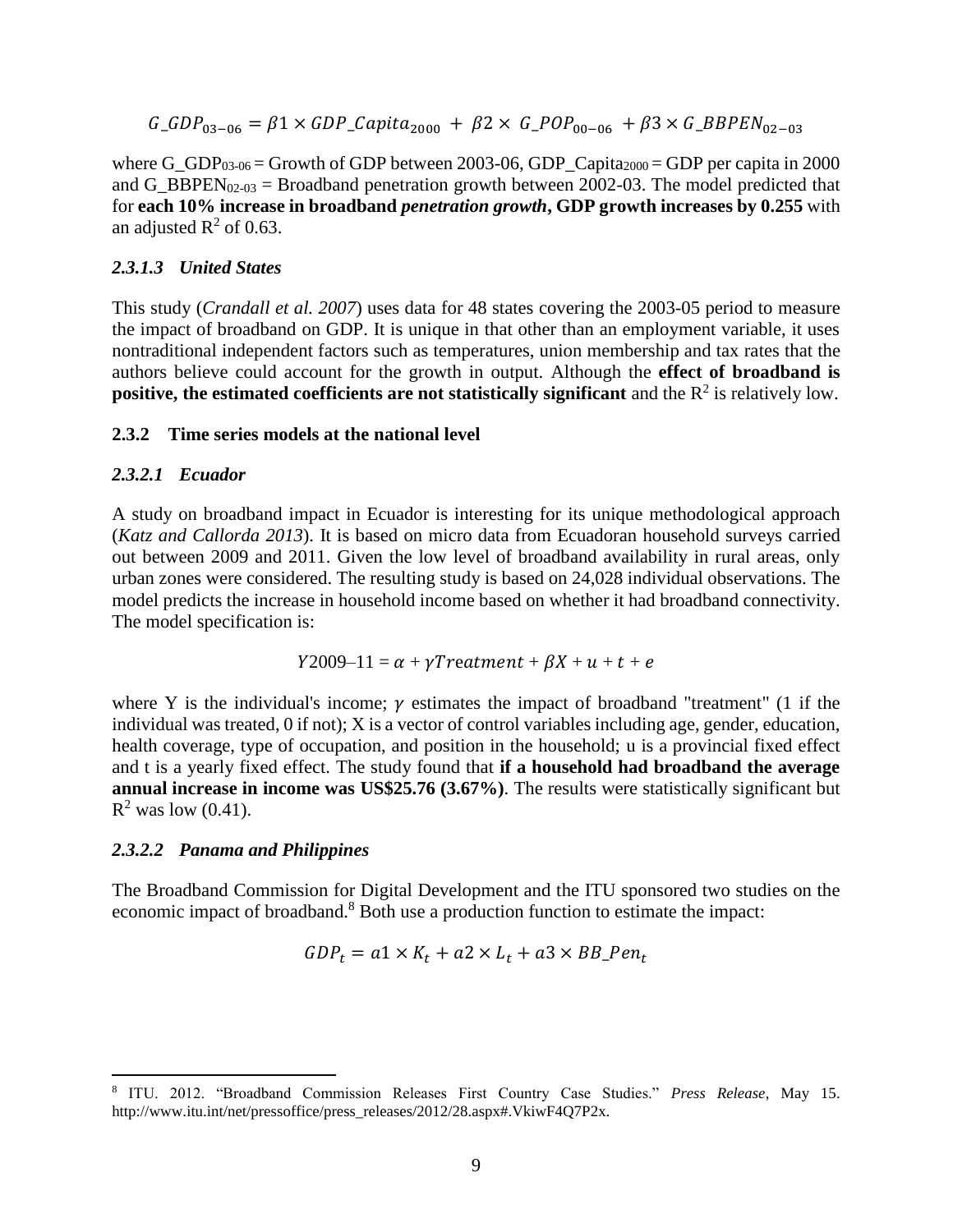$$G\_GDP_{03-06} = \beta1 \times GDP\_Capita_{2000} + \beta2 \times G\_POP_{00-06} + \beta3 \times G\_BBPEN_{02-03}$$

where $G\_GDP_{03\text{-}06}$ = Growth of GDP between 2003-06, $GDP\_Capita_{2000}$ = GDP per capita in 2000 and $G\_BBPEN_{02\text{-}03}$ = Broadband penetration growth between 2002-03. The model predicted that for **each 10% increase in broadband *penetration growth*, GDP growth increases by 0.255** with an adjusted $R^2$ of 0.63.

#### *2.3.1.3 United States*

This study (*Crandall et al. 2007*) uses data for 48 states covering the 2003-05 period to measure the impact of broadband on GDP. It is unique in that other than an employment variable, it uses nontraditional independent factors such as temperatures, union membership and tax rates that the authors believe could account for the growth in output. Although the **effect of broadband is positive, the estimated coefficients are not statistically significant** and the $R^2$ is relatively low.

### 2.3.2 Time series models at the national level

#### *2.3.2.1 Ecuador*

A study on broadband impact in Ecuador is interesting for its unique methodological approach (*Katz and Callorda 2013*). It is based on micro data from Ecuadoran household surveys carried out between 2009 and 2011. Given the low level of broadband availability in rural areas, only urban zones were considered. The resulting study is based on 24,028 individual observations. The model predicts the increase in household income based on whether it had broadband connectivity. The model specification is:

$$Y2009\text{–}11 = \alpha + \gamma Treatment + \beta X + u + t + e$$

where Y is the individual's income; $\gamma$ estimates the impact of broadband "treatment" (1 if the individual was treated, 0 if not); X is a vector of control variables including age, gender, education, health coverage, type of occupation, and position in the household; u is a provincial fixed effect and t is a yearly fixed effect. The study found that **if a household had broadband the average annual increase in income was US$25.76 (3.67%)**. The results were statistically significant but $R^2$ was low (0.41).

#### *2.3.2.2 Panama and Philippines*

The Broadband Commission for Digital Development and the ITU sponsored two studies on the economic impact of broadband.[8] Both use a production function to estimate the impact:

$$GDP_t = a1 \times K_t + a2 \times L_t + a3 \times BB\_Pen_t$$

[8] ITU. 2012. "Broadband Commission Releases First Country Case Studies." *Press Release*, May 15. http://www.itu.int/net/pressoffice/press_releases/2012/28.aspx#.VkiwF4Q7P2x.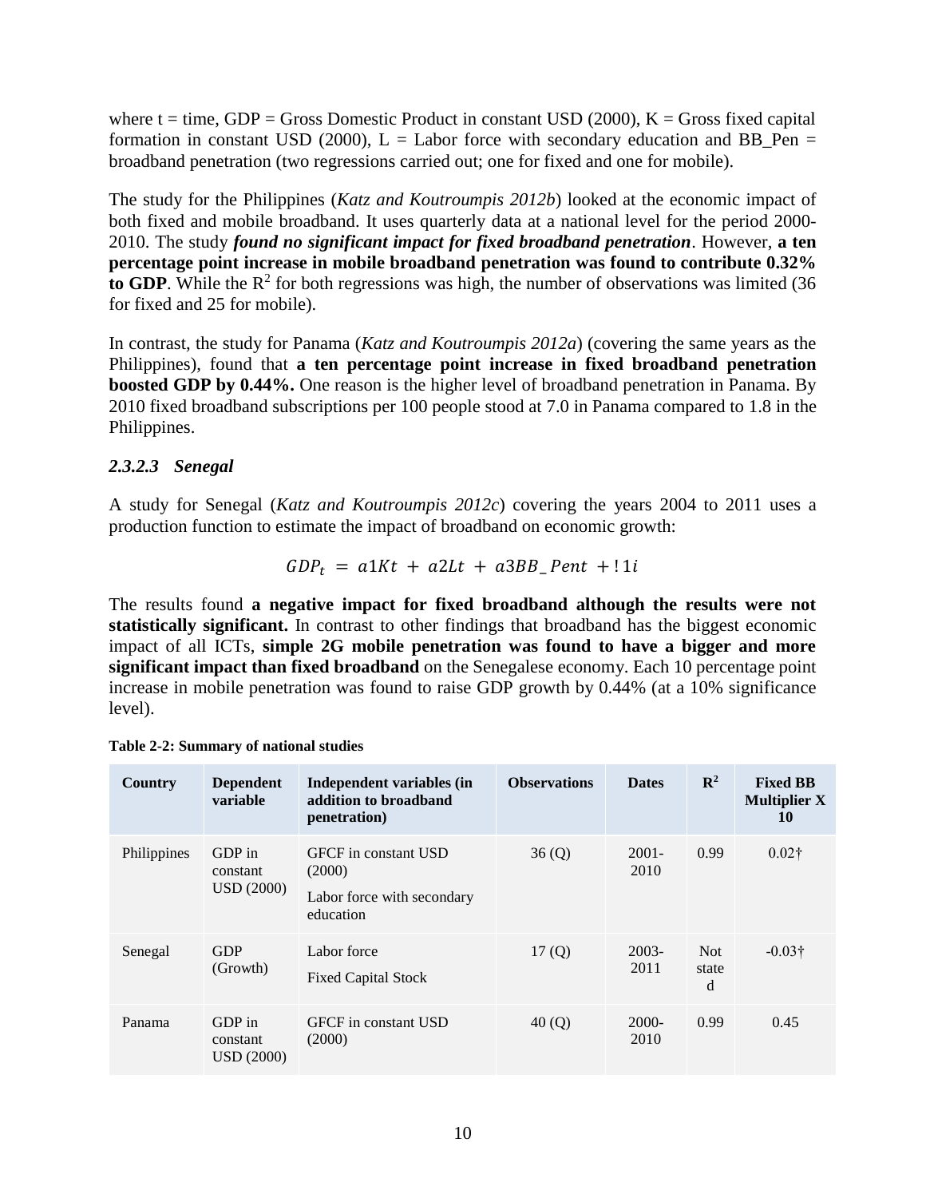where t = time, GDP = Gross Domestic Product in constant USD (2000), K = Gross fixed capital formation in constant USD (2000), L = Labor force with secondary education and BB_Pen = broadband penetration (two regressions carried out; one for fixed and one for mobile).

The study for the Philippines (*Katz and Koutroumpis 2012b*) looked at the economic impact of both fixed and mobile broadband. It uses quarterly data at a national level for the period 2000-2010. The study ***found no significant impact for fixed broadband penetration***. However, **a ten percentage point increase in mobile broadband penetration was found to contribute 0.32% to GDP**. While the $R^2$ for both regressions was high, the number of observations was limited (36 for fixed and 25 for mobile).

In contrast, the study for Panama (*Katz and Koutroumpis 2012a*) (covering the same years as the Philippines), found that **a ten percentage point increase in fixed broadband penetration boosted GDP by 0.44%.** One reason is the higher level of broadband penetration in Panama. By 2010 fixed broadband subscriptions per 100 people stood at 7.0 in Panama compared to 1.8 in the Philippines.

### *2.3.2.3 Senegal*

A study for Senegal (*Katz and Koutroumpis 2012c*) covering the years 2004 to 2011 uses a production function to estimate the impact of broadband on economic growth:

$$GDP_t = a1Kt + a2Lt + a3BB\_Pent + !1i$$

The results found **a negative impact for fixed broadband although the results were not statistically significant.** In contrast to other findings that broadband has the biggest economic impact of all ICTs, **simple 2G mobile penetration was found to have a bigger and more significant impact than fixed broadband** on the Senegalese economy. Each 10 percentage point increase in mobile penetration was found to raise GDP growth by 0.44% (at a 10% significance level).

**Table 2-2: Summary of national studies**

| Country | Dependent variable | Independent variables (in addition to broadband penetration) | Observations | Dates | $R^2$ | Fixed BB Multiplier X 10 |
|---|---|---|---|---|---|---|
| Philippines | GDP in constant USD (2000) | GFCF in constant USD (2000)<br>Labor force with secondary education | 36 (Q) | 2001-2010 | 0.99 | 0.02† |
| Senegal | GDP (Growth) | Labor force<br>Fixed Capital Stock | 17 (Q) | 2003-2011 | Not stated | -0.03† |
| Panama | GDP in constant USD (2000) | GFCF in constant USD (2000) | 40 (Q) | 2000-2010 | 0.99 | 0.45 |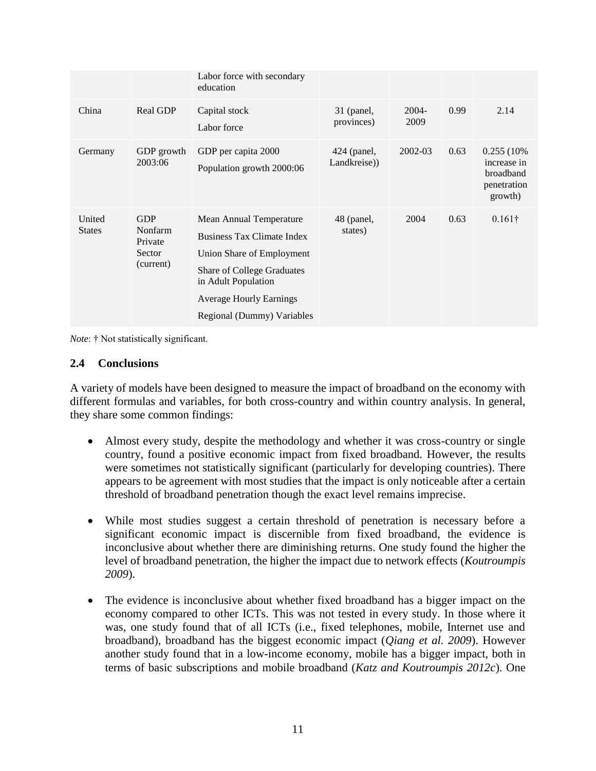| | | Labor force with secondary education | | | | |
|---|---|---|---|---|---|---|
| China | Real GDP | Capital stock<br>Labor force | 31 (panel, provinces) | 2004-2009 | 0.99 | 2.14 |
| Germany | GDP growth 2003:06 | GDP per capita 2000<br>Population growth 2000:06 | 424 (panel, Landkreise)) | 2002-03 | 0.63 | 0.255 (10% increase in broadband penetration growth) |
| United States | GDP Nonfarm Private Sector (current) | Mean Annual Temperature<br>Business Tax Climate Index<br>Union Share of Employment<br>Share of College Graduates in Adult Population<br>Average Hourly Earnings<br>Regional (Dummy) Variables | 48 (panel, states) | 2004 | 0.63 | 0.161† |

*Note*: † Not statistically significant.

### 2.4 Conclusions

A variety of models have been designed to measure the impact of broadband on the economy with different formulas and variables, for both cross-country and within country analysis. In general, they share some common findings:

- Almost every study, despite the methodology and whether it was cross-country or single country, found a positive economic impact from fixed broadband. However, the results were sometimes not statistically significant (particularly for developing countries). There appears to be agreement with most studies that the impact is only noticeable after a certain threshold of broadband penetration though the exact level remains imprecise.

- While most studies suggest a certain threshold of penetration is necessary before a significant economic impact is discernible from fixed broadband, the evidence is inconclusive about whether there are diminishing returns. One study found the higher the level of broadband penetration, the higher the impact due to network effects (*Koutroumpis 2009*).

- The evidence is inconclusive about whether fixed broadband has a bigger impact on the economy compared to other ICTs. This was not tested in every study. In those where it was, one study found that of all ICTs (i.e., fixed telephones, mobile, Internet use and broadband), broadband has the biggest economic impact (*Qiang et al. 2009*). However another study found that in a low-income economy, mobile has a bigger impact, both in terms of basic subscriptions and mobile broadband (*Katz and Koutroumpis 2012c*). One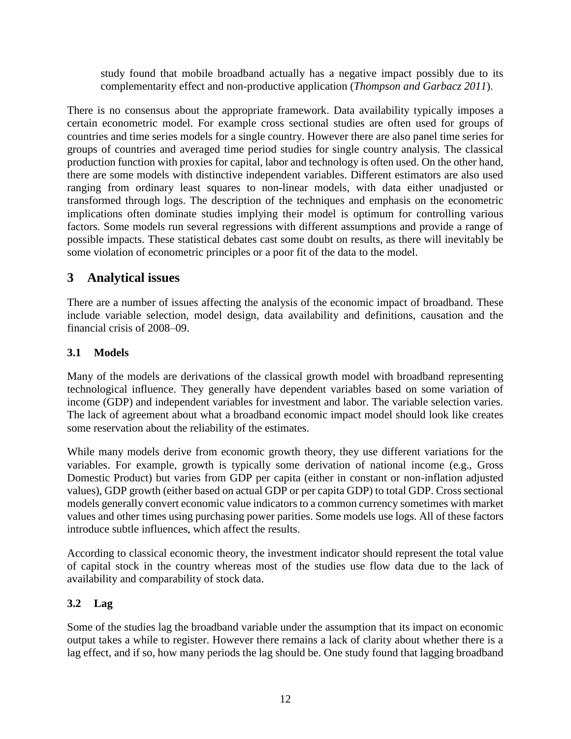study found that mobile broadband actually has a negative impact possibly due to its complementarity effect and non-productive application (*Thompson and Garbacz 2011*).

There is no consensus about the appropriate framework. Data availability typically imposes a certain econometric model. For example cross sectional studies are often used for groups of countries and time series models for a single country. However there are also panel time series for groups of countries and averaged time period studies for single country analysis. The classical production function with proxies for capital, labor and technology is often used. On the other hand, there are some models with distinctive independent variables. Different estimators are also used ranging from ordinary least squares to non-linear models, with data either unadjusted or transformed through logs. The description of the techniques and emphasis on the econometric implications often dominate studies implying their model is optimum for controlling various factors. Some models run several regressions with different assumptions and provide a range of possible impacts. These statistical debates cast some doubt on results, as there will inevitably be some violation of econometric principles or a poor fit of the data to the model.

## 3 Analytical issues

There are a number of issues affecting the analysis of the economic impact of broadband. These include variable selection, model design, data availability and definitions, causation and the financial crisis of 2008–09.

### 3.1 Models

Many of the models are derivations of the classical growth model with broadband representing technological influence. They generally have dependent variables based on some variation of income (GDP) and independent variables for investment and labor. The variable selection varies. The lack of agreement about what a broadband economic impact model should look like creates some reservation about the reliability of the estimates.

While many models derive from economic growth theory, they use different variations for the variables. For example, growth is typically some derivation of national income (e.g., Gross Domestic Product) but varies from GDP per capita (either in constant or non-inflation adjusted values), GDP growth (either based on actual GDP or per capita GDP) to total GDP. Cross sectional models generally convert economic value indicators to a common currency sometimes with market values and other times using purchasing power parities. Some models use logs. All of these factors introduce subtle influences, which affect the results.

According to classical economic theory, the investment indicator should represent the total value of capital stock in the country whereas most of the studies use flow data due to the lack of availability and comparability of stock data.

### 3.2 Lag

Some of the studies lag the broadband variable under the assumption that its impact on economic output takes a while to register. However there remains a lack of clarity about whether there is a lag effect, and if so, how many periods the lag should be. One study found that lagging broadband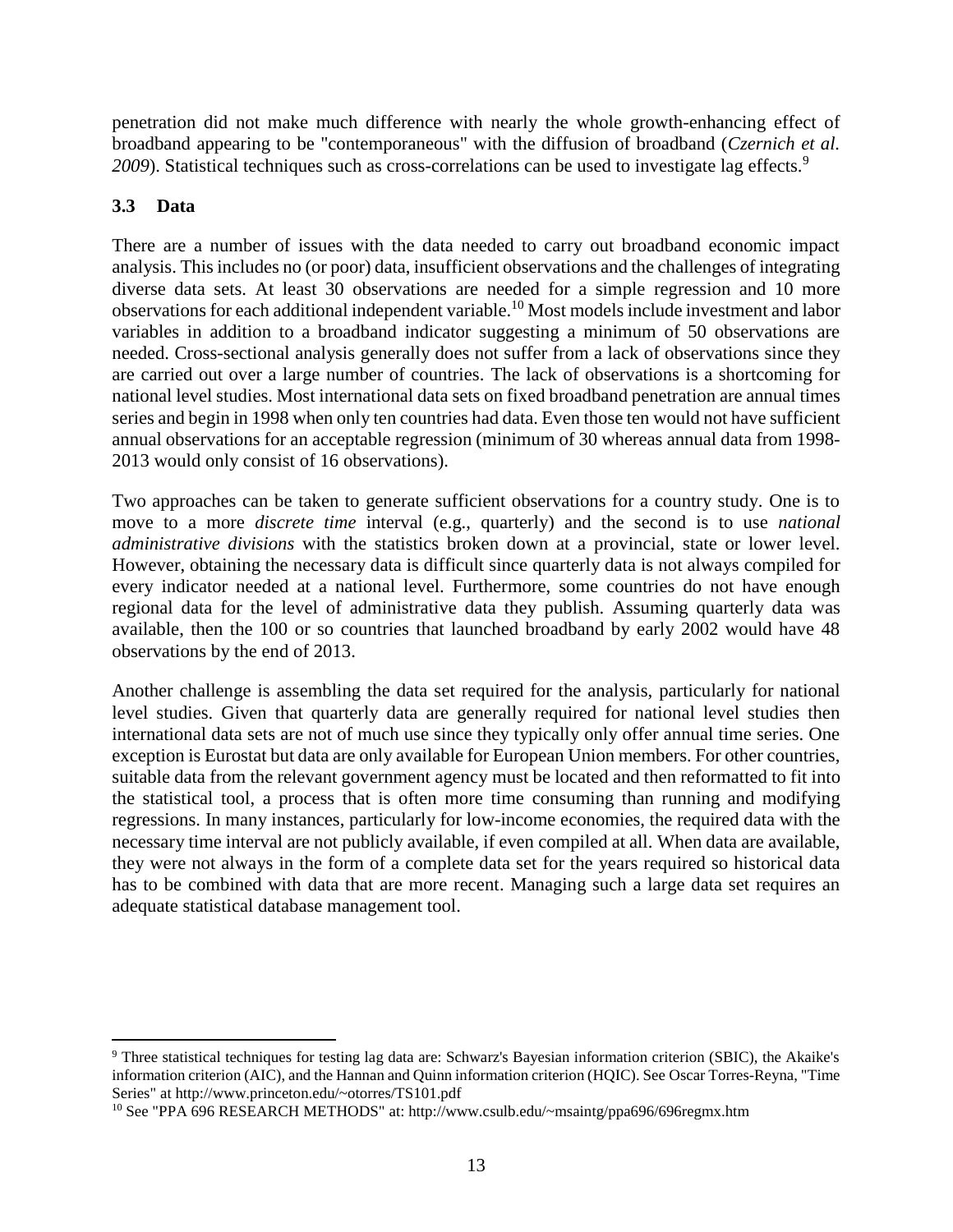penetration did not make much difference with nearly the whole growth-enhancing effect of broadband appearing to be "contemporaneous" with the diffusion of broadband (*Czernich et al. 2009*). Statistical techniques such as cross-correlations can be used to investigate lag effects.[9]

### 3.3 Data

There are a number of issues with the data needed to carry out broadband economic impact analysis. This includes no (or poor) data, insufficient observations and the challenges of integrating diverse data sets. At least 30 observations are needed for a simple regression and 10 more observations for each additional independent variable.[10] Most models include investment and labor variables in addition to a broadband indicator suggesting a minimum of 50 observations are needed. Cross-sectional analysis generally does not suffer from a lack of observations since they are carried out over a large number of countries. The lack of observations is a shortcoming for national level studies. Most international data sets on fixed broadband penetration are annual times series and begin in 1998 when only ten countries had data. Even those ten would not have sufficient annual observations for an acceptable regression (minimum of 30 whereas annual data from 1998-2013 would only consist of 16 observations).

Two approaches can be taken to generate sufficient observations for a country study. One is to move to a more *discrete time* interval (e.g., quarterly) and the second is to use *national administrative divisions* with the statistics broken down at a provincial, state or lower level. However, obtaining the necessary data is difficult since quarterly data is not always compiled for every indicator needed at a national level. Furthermore, some countries do not have enough regional data for the level of administrative data they publish. Assuming quarterly data was available, then the 100 or so countries that launched broadband by early 2002 would have 48 observations by the end of 2013.

Another challenge is assembling the data set required for the analysis, particularly for national level studies. Given that quarterly data are generally required for national level studies then international data sets are not of much use since they typically only offer annual time series. One exception is Eurostat but data are only available for European Union members. For other countries, suitable data from the relevant government agency must be located and then reformatted to fit into the statistical tool, a process that is often more time consuming than running and modifying regressions. In many instances, particularly for low-income economies, the required data with the necessary time interval are not publicly available, if even compiled at all. When data are available, they were not always in the form of a complete data set for the years required so historical data has to be combined with data that are more recent. Managing such a large data set requires an adequate statistical database management tool.

---

[9] Three statistical techniques for testing lag data are: Schwarz's Bayesian information criterion (SBIC), the Akaike's information criterion (AIC), and the Hannan and Quinn information criterion (HQIC). See Oscar Torres-Reyna, "Time Series" at http://www.princeton.edu/~otorres/TS101.pdf

[10] See "PPA 696 RESEARCH METHODS" at: http://www.csulb.edu/~msaintg/ppa696/696regmx.htm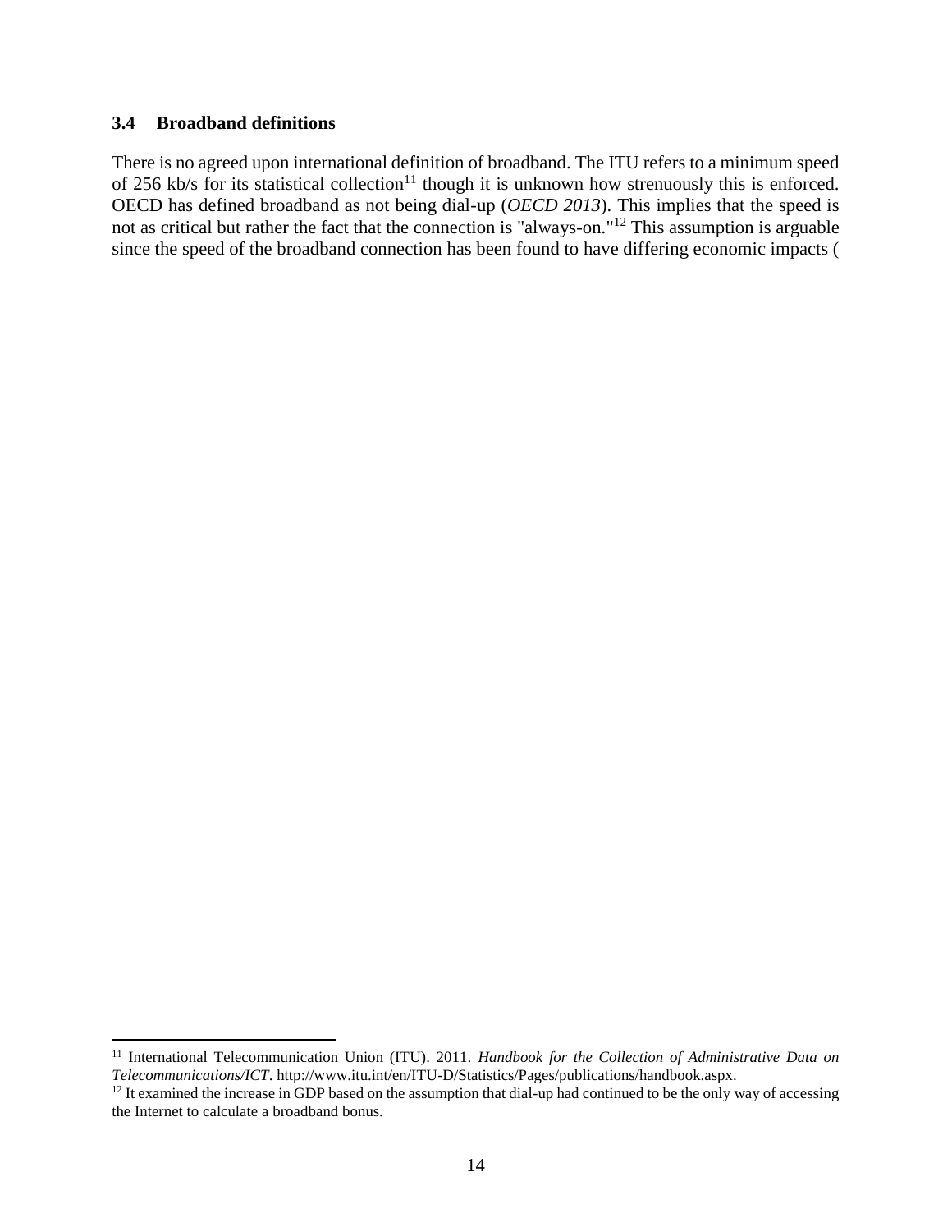### 3.4 Broadband definitions

There is no agreed upon international definition of broadband. The ITU refers to a minimum speed of 256 kb/s for its statistical collection[11] though it is unknown how strenuously this is enforced. OECD has defined broadband as not being dial-up (*OECD 2013*). This implies that the speed is not as critical but rather the fact that the connection is "always-on."[12] This assumption is arguable since the speed of the broadband connection has been found to have differing economic impacts (

---

[11] International Telecommunication Union (ITU). 2011. *Handbook for the Collection of Administrative Data on Telecommunications/ICT*. http://www.itu.int/en/ITU-D/Statistics/Pages/publications/handbook.aspx.

[12] It examined the increase in GDP based on the assumption that dial-up had continued to be the only way of accessing the Internet to calculate a broadband bonus.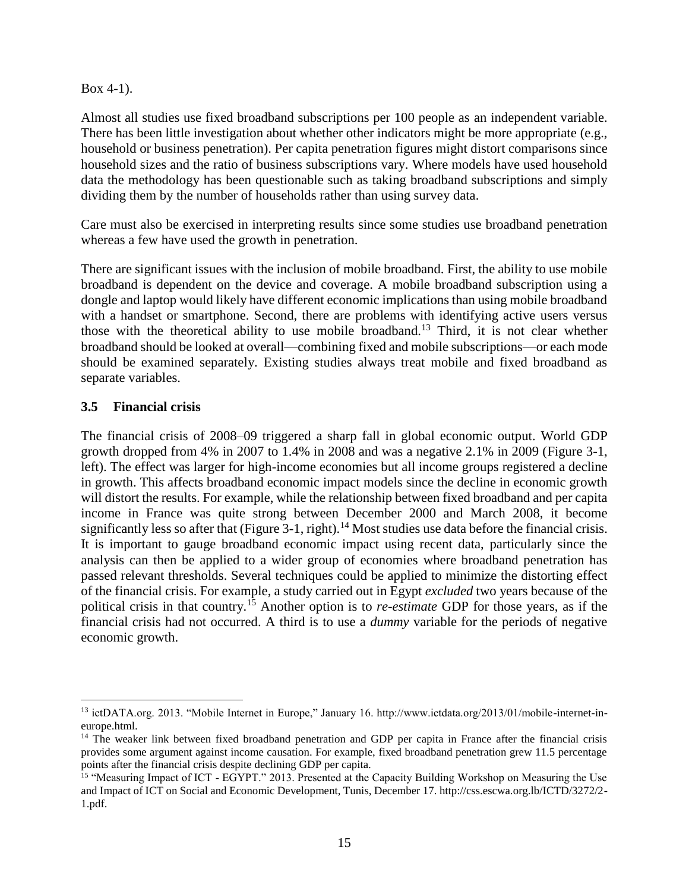Box 4-1).

Almost all studies use fixed broadband subscriptions per 100 people as an independent variable. There has been little investigation about whether other indicators might be more appropriate (e.g., household or business penetration). Per capita penetration figures might distort comparisons since household sizes and the ratio of business subscriptions vary. Where models have used household data the methodology has been questionable such as taking broadband subscriptions and simply dividing them by the number of households rather than using survey data.

Care must also be exercised in interpreting results since some studies use broadband penetration whereas a few have used the growth in penetration.

There are significant issues with the inclusion of mobile broadband. First, the ability to use mobile broadband is dependent on the device and coverage. A mobile broadband subscription using a dongle and laptop would likely have different economic implications than using mobile broadband with a handset or smartphone. Second, there are problems with identifying active users versus those with the theoretical ability to use mobile broadband.[13] Third, it is not clear whether broadband should be looked at overall—combining fixed and mobile subscriptions—or each mode should be examined separately. Existing studies always treat mobile and fixed broadband as separate variables.

### 3.5 Financial crisis

The financial crisis of 2008–09 triggered a sharp fall in global economic output. World GDP growth dropped from 4% in 2007 to 1.4% in 2008 and was a negative 2.1% in 2009 (Figure 3-1, left). The effect was larger for high-income economies but all income groups registered a decline in growth. This affects broadband economic impact models since the decline in economic growth will distort the results. For example, while the relationship between fixed broadband and per capita income in France was quite strong between December 2000 and March 2008, it become significantly less so after that (Figure 3-1, right).[14] Most studies use data before the financial crisis. It is important to gauge broadband economic impact using recent data, particularly since the analysis can then be applied to a wider group of economies where broadband penetration has passed relevant thresholds. Several techniques could be applied to minimize the distorting effect of the financial crisis. For example, a study carried out in Egypt *excluded* two years because of the political crisis in that country.[15] Another option is to *re-estimate* GDP for those years, as if the financial crisis had not occurred. A third is to use a *dummy* variable for the periods of negative economic growth.

---

[13] ictDATA.org. 2013. "Mobile Internet in Europe," January 16. http://www.ictdata.org/2013/01/mobile-internet-in-europe.html.

[14] The weaker link between fixed broadband penetration and GDP per capita in France after the financial crisis provides some argument against income causation. For example, fixed broadband penetration grew 11.5 percentage points after the financial crisis despite declining GDP per capita.

[15] "Measuring Impact of ICT - EGYPT." 2013. Presented at the Capacity Building Workshop on Measuring the Use and Impact of ICT on Social and Economic Development, Tunis, December 17. http://css.escwa.org.lb/ICTD/3272/2-1.pdf.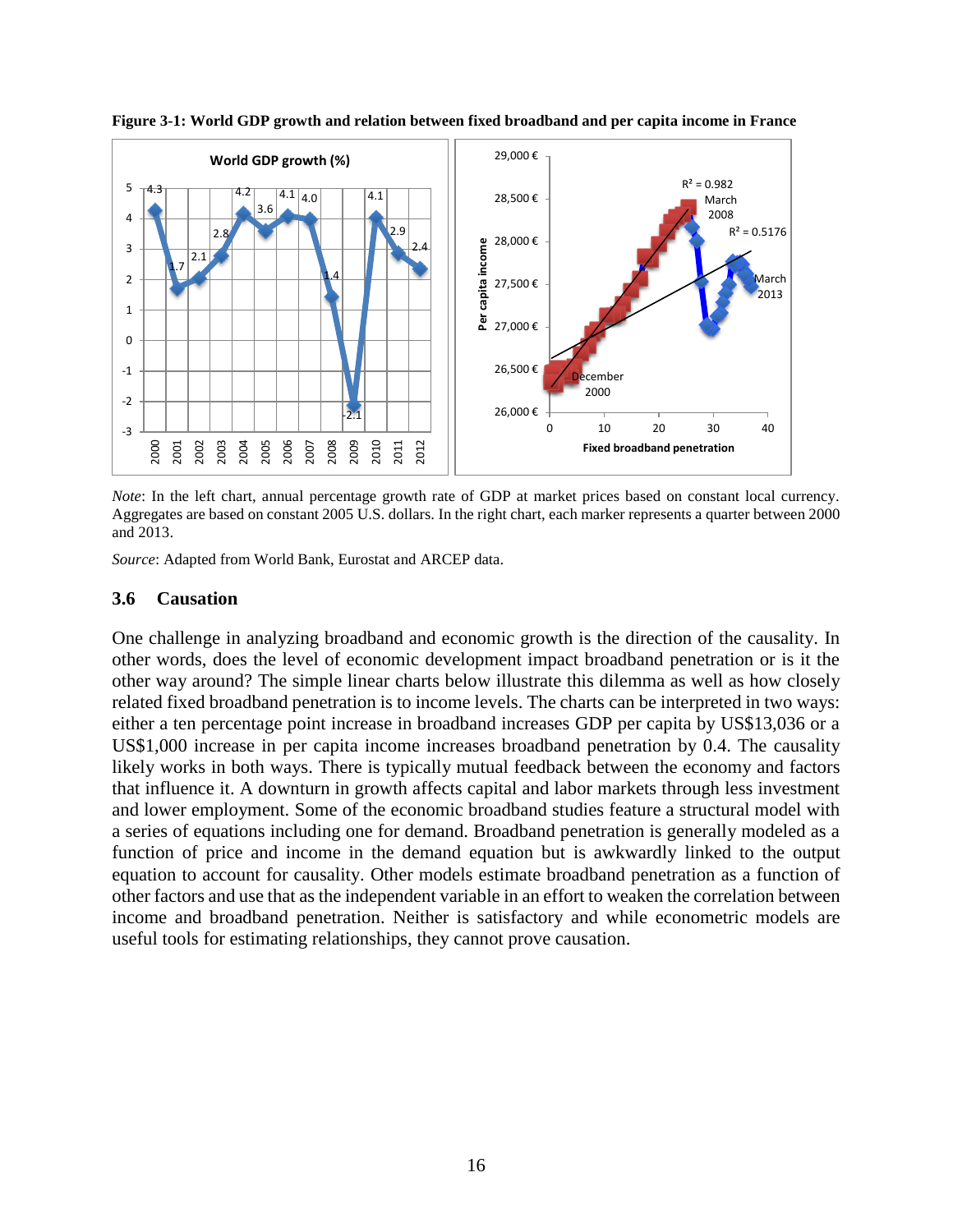**Figure 3-1: World GDP growth and relation between fixed broadband and per capita income in France**

*Note*: In the left chart, annual percentage growth rate of GDP at market prices based on constant local currency. Aggregates are based on constant 2005 U.S. dollars. In the right chart, each marker represents a quarter between 2000 and 2013.

*Source*: Adapted from World Bank, Eurostat and ARCEP data.

### 3.6 Causation

One challenge in analyzing broadband and economic growth is the direction of the causality. In other words, does the level of economic development impact broadband penetration or is it the other way around? The simple linear charts below illustrate this dilemma as well as how closely related fixed broadband penetration is to income levels. The charts can be interpreted in two ways: either a ten percentage point increase in broadband increases GDP per capita by US$13,036 or a US$1,000 increase in per capita income increases broadband penetration by 0.4. The causality likely works in both ways. There is typically mutual feedback between the economy and factors that influence it. A downturn in growth affects capital and labor markets through less investment and lower employment. Some of the economic broadband studies feature a structural model with a series of equations including one for demand. Broadband penetration is generally modeled as a function of price and income in the demand equation but is awkwardly linked to the output equation to account for causality. Other models estimate broadband penetration as a function of other factors and use that as the independent variable in an effort to weaken the correlation between income and broadband penetration. Neither is satisfactory and while econometric models are useful tools for estimating relationships, they cannot prove causation.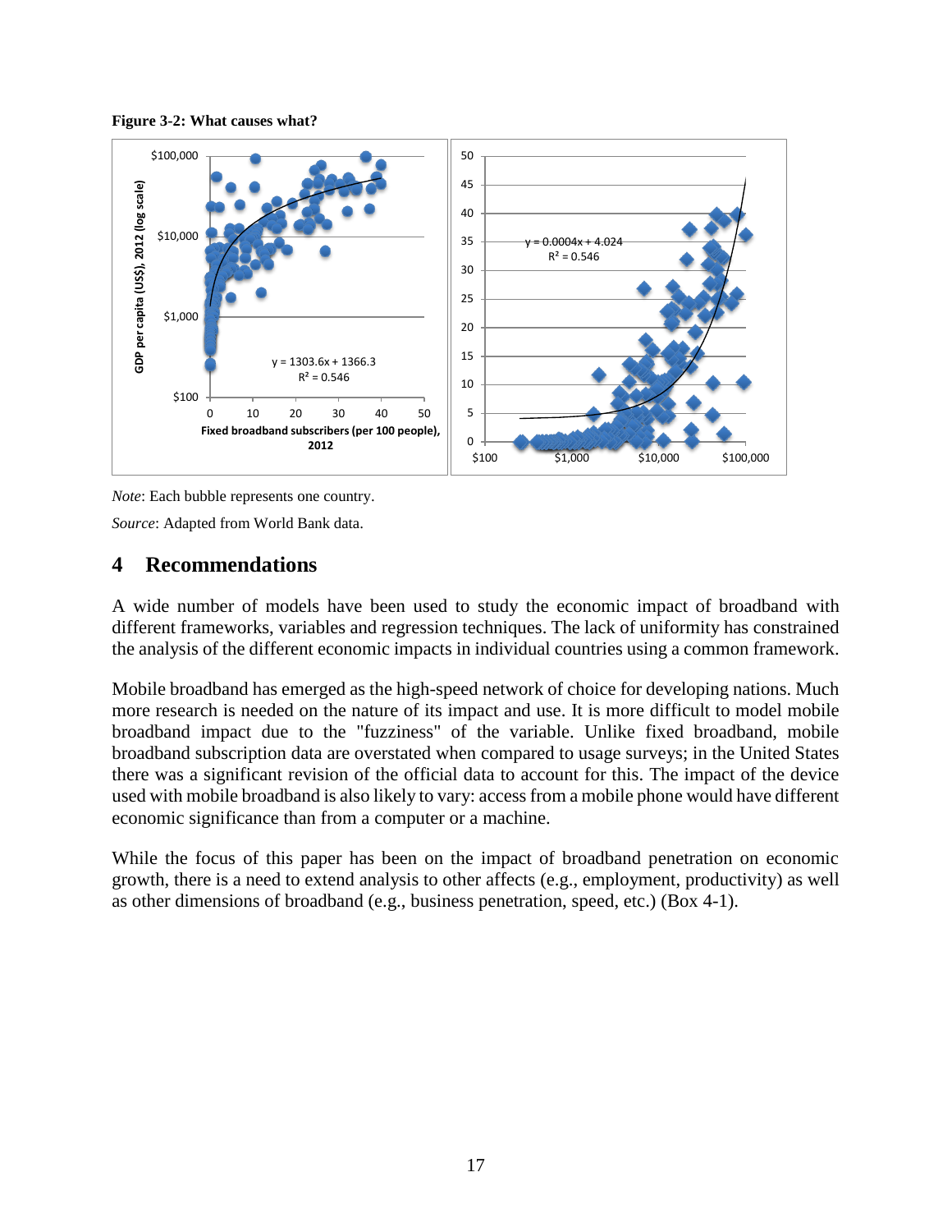**Figure 3-2: What causes what?**

*Note*: Each bubble represents one country.

*Source*: Adapted from World Bank data.

# 4 Recommendations

A wide number of models have been used to study the economic impact of broadband with different frameworks, variables and regression techniques. The lack of uniformity has constrained the analysis of the different economic impacts in individual countries using a common framework.

Mobile broadband has emerged as the high-speed network of choice for developing nations. Much more research is needed on the nature of its impact and use. It is more difficult to model mobile broadband impact due to the "fuzziness" of the variable. Unlike fixed broadband, mobile broadband subscription data are overstated when compared to usage surveys; in the United States there was a significant revision of the official data to account for this. The impact of the device used with mobile broadband is also likely to vary: access from a mobile phone would have different economic significance than from a computer or a machine.

While the focus of this paper has been on the impact of broadband penetration on economic growth, there is a need to extend analysis to other affects (e.g., employment, productivity) as well as other dimensions of broadband (e.g., business penetration, speed, etc.) (Box 4-1).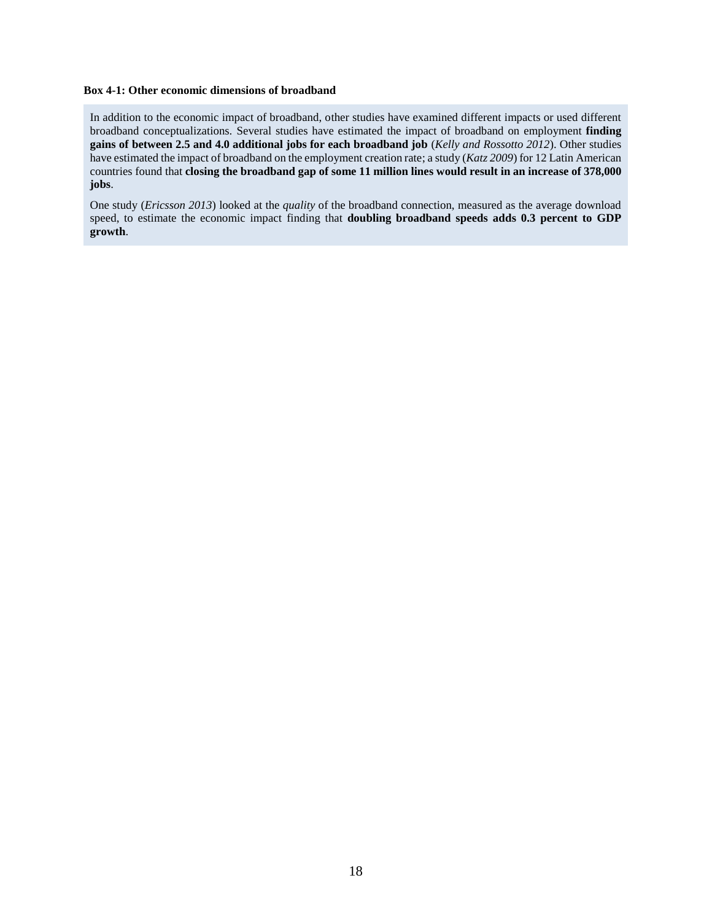**Box 4-1: Other economic dimensions of broadband**

In addition to the economic impact of broadband, other studies have examined different impacts or used different broadband conceptualizations. Several studies have estimated the impact of broadband on employment **finding gains of between 2.5 and 4.0 additional jobs for each broadband job** (*Kelly and Rossotto 2012*). Other studies have estimated the impact of broadband on the employment creation rate; a study (*Katz 2009*) for 12 Latin American countries found that **closing the broadband gap of some 11 million lines would result in an increase of 378,000 jobs**.

One study (*Ericsson 2013*) looked at the *quality* of the broadband connection, measured as the average download speed, to estimate the economic impact finding that **doubling broadband speeds adds 0.3 percent to GDP growth**.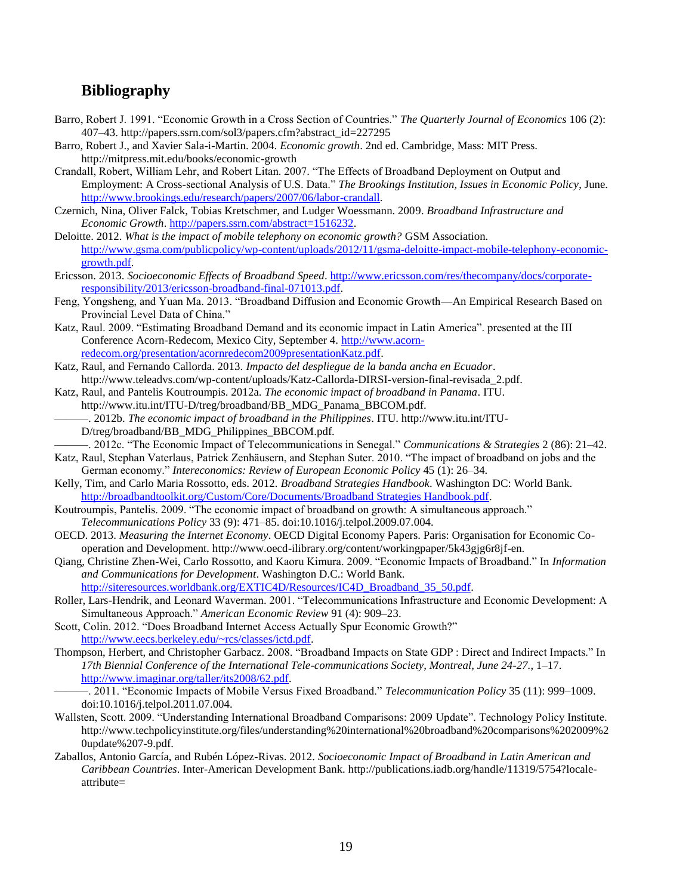## Bibliography

Barro, Robert J. 1991. "Economic Growth in a Cross Section of Countries." *The Quarterly Journal of Economics* 106 (2): 407–43. http://papers.ssrn.com/sol3/papers.cfm?abstract_id=227295

Barro, Robert J., and Xavier Sala-i-Martin. 2004. *Economic growth*. 2nd ed. Cambridge, Mass: MIT Press. http://mitpress.mit.edu/books/economic-growth

Crandall, Robert, William Lehr, and Robert Litan. 2007. "The Effects of Broadband Deployment on Output and Employment: A Cross-sectional Analysis of U.S. Data." *The Brookings Institution, Issues in Economic Policy*, June. http://www.brookings.edu/research/papers/2007/06/labor-crandall.

Czernich, Nina, Oliver Falck, Tobias Kretschmer, and Ludger Woessmann. 2009. *Broadband Infrastructure and Economic Growth*. http://papers.ssrn.com/abstract=1516232.

Deloitte. 2012. *What is the impact of mobile telephony on economic growth?* GSM Association. http://www.gsma.com/publicpolicy/wp-content/uploads/2012/11/gsma-deloitte-impact-mobile-telephony-economic-growth.pdf.

Ericsson. 2013. *Socioeconomic Effects of Broadband Speed*. http://www.ericsson.com/res/thecompany/docs/corporate-responsibility/2013/ericsson-broadband-final-071013.pdf.

Feng, Yongsheng, and Yuan Ma. 2013. "Broadband Diffusion and Economic Growth—An Empirical Research Based on Provincial Level Data of China."

Katz, Raul. 2009. "Estimating Broadband Demand and its economic impact in Latin America". presented at the III Conference Acorn-Redecom, Mexico City, September 4. http://www.acorn-redecom.org/presentation/acornredecom2009presentationKatz.pdf.

Katz, Raul, and Fernando Callorda. 2013. *Impacto del despliegue de la banda ancha en Ecuador*. http://www.teleadvs.com/wp-content/uploads/Katz-Callorda-DIRSI-version-final-revisada_2.pdf.

Katz, Raul, and Pantelis Koutroumpis. 2012a. *The economic impact of broadband in Panama*. ITU. http://www.itu.int/ITU-D/treg/broadband/BB_MDG_Panama_BBCOM.pdf.

———. 2012b. *The economic impact of broadband in the Philippines*. ITU. http://www.itu.int/ITU-D/treg/broadband/BB_MDG_Philippines_BBCOM.pdf.

———. 2012c. "The Economic Impact of Telecommunications in Senegal." *Communications & Strategies* 2 (86): 21–42.

Katz, Raul, Stephan Vaterlaus, Patrick Zenhäusern, and Stephan Suter. 2010. "The impact of broadband on jobs and the German economy." *Intereconomics: Review of European Economic Policy* 45 (1): 26–34.

Kelly, Tim, and Carlo Maria Rossotto, eds. 2012. *Broadband Strategies Handbook*. Washington DC: World Bank. http://broadbandtoolkit.org/Custom/Core/Documents/Broadband Strategies Handbook.pdf.

Koutroumpis, Pantelis. 2009. "The economic impact of broadband on growth: A simultaneous approach." *Telecommunications Policy* 33 (9): 471–85. doi:10.1016/j.telpol.2009.07.004.

OECD. 2013. *Measuring the Internet Economy*. OECD Digital Economy Papers. Paris: Organisation for Economic Co-operation and Development. http://www.oecd-ilibrary.org/content/workingpaper/5k43gjg6r8jf-en.

Qiang, Christine Zhen-Wei, Carlo Rossotto, and Kaoru Kimura. 2009. "Economic Impacts of Broadband." In *Information and Communications for Development*. Washington D.C.: World Bank. http://siteresources.worldbank.org/EXTIC4D/Resources/IC4D_Broadband_35_50.pdf.

Roller, Lars-Hendrik, and Leonard Waverman. 2001. "Telecommunications Infrastructure and Economic Development: A Simultaneous Approach." *American Economic Review* 91 (4): 909–23.

Scott, Colin. 2012. "Does Broadband Internet Access Actually Spur Economic Growth?" http://www.eecs.berkeley.edu/~rcs/classes/ictd.pdf.

Thompson, Herbert, and Christopher Garbacz. 2008. "Broadband Impacts on State GDP : Direct and Indirect Impacts." In *17th Biennial Conference of the International Tele-communications Society, Montreal, June 24-27.*, 1–17. http://www.imaginar.org/taller/its2008/62.pdf.

———. 2011. "Economic Impacts of Mobile Versus Fixed Broadband." *Telecommunication Policy* 35 (11): 999–1009. doi:10.1016/j.telpol.2011.07.004.

Wallsten, Scott. 2009. "Understanding International Broadband Comparisons: 2009 Update". Technology Policy Institute. http://www.techpolicyinstitute.org/files/understanding%20international%20broadband%20comparisons%202009%20update%207-9.pdf.

Zaballos, Antonio García, and Rubén López-Rivas. 2012. *Socioeconomic Impact of Broadband in Latin American and Caribbean Countries*. Inter-American Development Bank. http://publications.iadb.org/handle/11319/5754?locale-attribute=